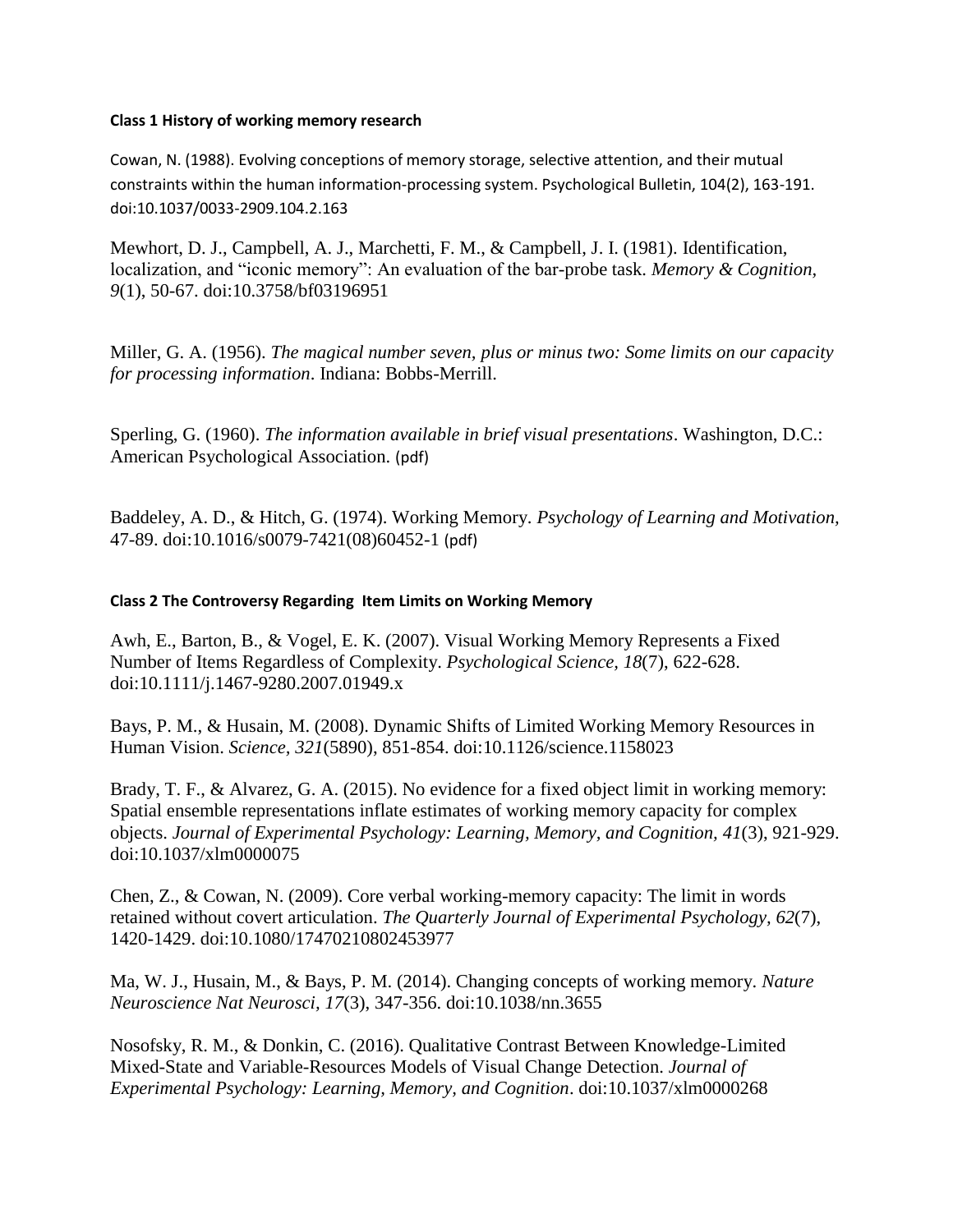**Class 1 History of working memory research**

Cowan, N. (1988). Evolving conceptions of memory storage, selective attention, and their mutual constraints within the human information-processing system. Psychological Bulletin, 104(2), 163-191. doi:10.1037/0033-2909.104.2.163

Mewhort, D. J., Campbell, A. J., Marchetti, F. M., & Campbell, J. I. (1981). Identification, localization, and "iconic memory": An evaluation of the bar-probe task. *Memory & Cognition, 9*(1), 50-67. doi:10.3758/bf03196951

Miller, G. A. (1956). *The magical number seven, plus or minus two: Some limits on our capacity for processing information*. Indiana: Bobbs-Merrill.

Sperling, G. (1960). *The information available in brief visual presentations*. Washington, D.C.: American Psychological Association. (pdf)

Baddeley, A. D., & Hitch, G. (1974). Working Memory. *Psychology of Learning and Motivation*, 47-89. doi:10.1016/s0079-7421(08)60452-1 (pdf)

**Class 2 The Controversy Regarding Item Limits on Working Memory**

Awh, E., Barton, B., & Vogel, E. K. (2007). Visual Working Memory Represents a Fixed Number of Items Regardless of Complexity. *Psychological Science, 18*(7), 622-628. doi:10.1111/j.1467-9280.2007.01949.x

Bays, P. M., & Husain, M. (2008). Dynamic Shifts of Limited Working Memory Resources in Human Vision. *Science, 321*(5890), 851-854. doi:10.1126/science.1158023

Brady, T. F., & Alvarez, G. A. (2015). No evidence for a fixed object limit in working memory: Spatial ensemble representations inflate estimates of working memory capacity for complex objects. *Journal of Experimental Psychology: Learning, Memory, and Cognition, 41*(3), 921-929. doi:10.1037/xlm0000075

Chen, Z., & Cowan, N. (2009). Core verbal working-memory capacity: The limit in words retained without covert articulation. *The Quarterly Journal of Experimental Psychology, 62*(7), 1420-1429. doi:10.1080/17470210802453977

Ma, W. J., Husain, M., & Bays, P. M. (2014). Changing concepts of working memory. *Nature Neuroscience Nat Neurosci, 17*(3), 347-356. doi:10.1038/nn.3655

Nosofsky, R. M., & Donkin, C. (2016). Qualitative Contrast Between Knowledge-Limited Mixed-State and Variable-Resources Models of Visual Change Detection. *Journal of Experimental Psychology: Learning, Memory, and Cognition*. doi:10.1037/xlm0000268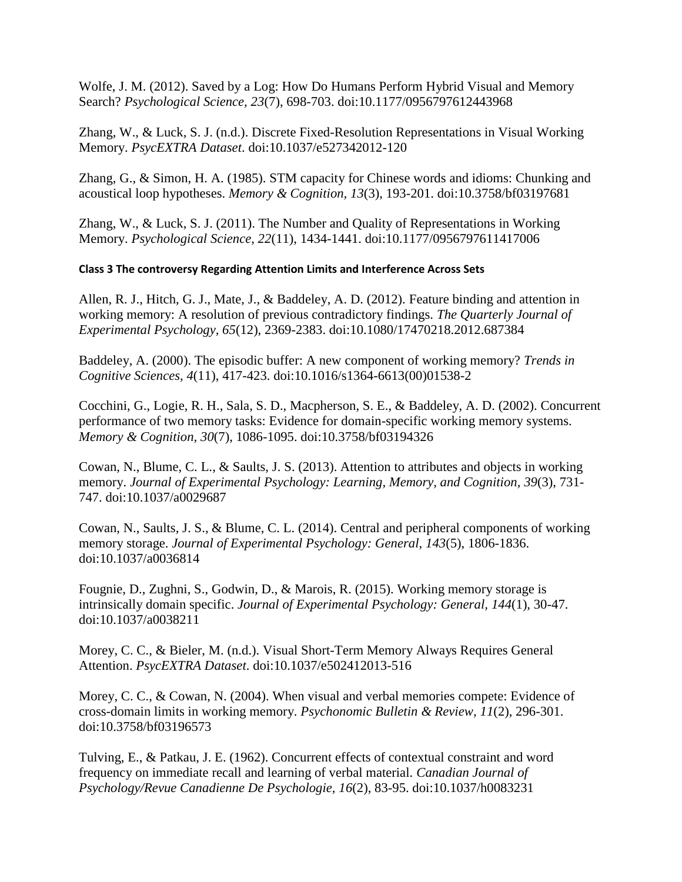Wolfe, J. M. (2012). Saved by a Log: How Do Humans Perform Hybrid Visual and Memory Search? *Psychological Science, 23*(7), 698-703. doi:10.1177/0956797612443968

Zhang, W., & Luck, S. J. (n.d.). Discrete Fixed-Resolution Representations in Visual Working Memory. *PsycEXTRA Dataset*. doi:10.1037/e527342012-120

Zhang, G., & Simon, H. A. (1985). STM capacity for Chinese words and idioms: Chunking and acoustical loop hypotheses. *Memory & Cognition, 13*(3), 193-201. doi:10.3758/bf03197681

Zhang, W., & Luck, S. J. (2011). The Number and Quality of Representations in Working Memory. *Psychological Science, 22*(11), 1434-1441. doi:10.1177/0956797611417006

**Class 3 The controversy Regarding Attention Limits and Interference Across Sets**

Allen, R. J., Hitch, G. J., Mate, J., & Baddeley, A. D. (2012). Feature binding and attention in working memory: A resolution of previous contradictory findings. *The Quarterly Journal of Experimental Psychology, 65*(12), 2369-2383. doi:10.1080/17470218.2012.687384

Baddeley, A. (2000). The episodic buffer: A new component of working memory? *Trends in Cognitive Sciences, 4*(11), 417-423. doi:10.1016/s1364-6613(00)01538-2

Cocchini, G., Logie, R. H., Sala, S. D., Macpherson, S. E., & Baddeley, A. D. (2002). Concurrent performance of two memory tasks: Evidence for domain-specific working memory systems. *Memory & Cognition, 30*(7), 1086-1095. doi:10.3758/bf03194326

Cowan, N., Blume, C. L., & Saults, J. S. (2013). Attention to attributes and objects in working memory. *Journal of Experimental Psychology: Learning, Memory, and Cognition, 39*(3), 731-747. doi:10.1037/a0029687

Cowan, N., Saults, J. S., & Blume, C. L. (2014). Central and peripheral components of working memory storage. *Journal of Experimental Psychology: General, 143*(5), 1806-1836. doi:10.1037/a0036814

Fougnie, D., Zughni, S., Godwin, D., & Marois, R. (2015). Working memory storage is intrinsically domain specific. *Journal of Experimental Psychology: General, 144*(1), 30-47. doi:10.1037/a0038211

Morey, C. C., & Bieler, M. (n.d.). Visual Short-Term Memory Always Requires General Attention. *PsycEXTRA Dataset*. doi:10.1037/e502412013-516

Morey, C. C., & Cowan, N. (2004). When visual and verbal memories compete: Evidence of cross-domain limits in working memory. *Psychonomic Bulletin & Review, 11*(2), 296-301. doi:10.3758/bf03196573

Tulving, E., & Patkau, J. E. (1962). Concurrent effects of contextual constraint and word frequency on immediate recall and learning of verbal material. *Canadian Journal of Psychology/Revue Canadienne De Psychologie, 16*(2), 83-95. doi:10.1037/h0083231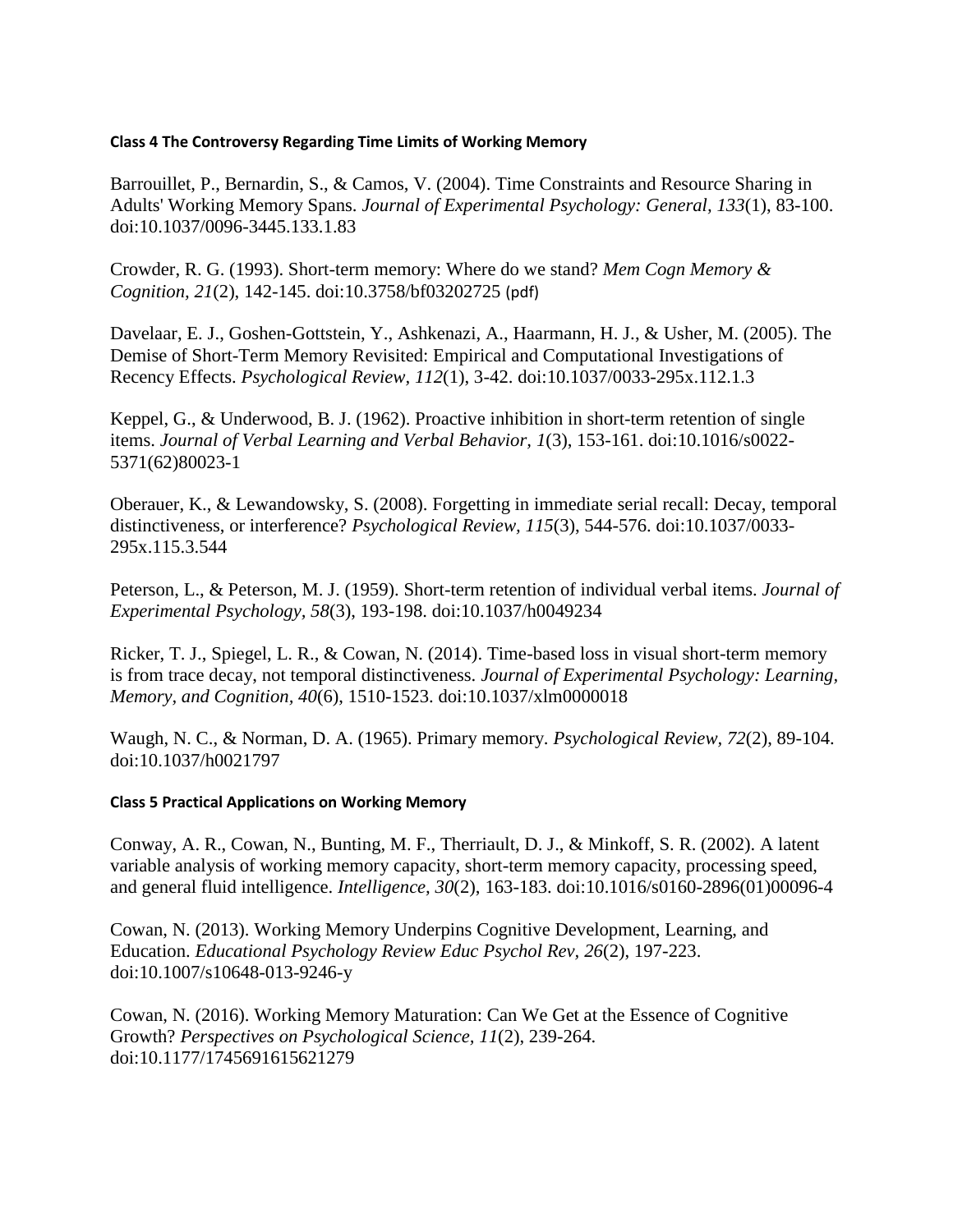**Class 4 The Controversy Regarding Time Limits of Working Memory**

Barrouillet, P., Bernardin, S., & Camos, V. (2004). Time Constraints and Resource Sharing in Adults' Working Memory Spans. *Journal of Experimental Psychology: General, 133*(1), 83-100. doi:10.1037/0096-3445.133.1.83

Crowder, R. G. (1993). Short-term memory: Where do we stand? *Mem Cogn Memory & Cognition, 21*(2), 142-145. doi:10.3758/bf03202725 (pdf)

Davelaar, E. J., Goshen-Gottstein, Y., Ashkenazi, A., Haarmann, H. J., & Usher, M. (2005). The Demise of Short-Term Memory Revisited: Empirical and Computational Investigations of Recency Effects. *Psychological Review, 112*(1), 3-42. doi:10.1037/0033-295x.112.1.3

Keppel, G., & Underwood, B. J. (1962). Proactive inhibition in short-term retention of single items. *Journal of Verbal Learning and Verbal Behavior, 1*(3), 153-161. doi:10.1016/s0022-5371(62)80023-1

Oberauer, K., & Lewandowsky, S. (2008). Forgetting in immediate serial recall: Decay, temporal distinctiveness, or interference? *Psychological Review, 115*(3), 544-576. doi:10.1037/0033-295x.115.3.544

Peterson, L., & Peterson, M. J. (1959). Short-term retention of individual verbal items. *Journal of Experimental Psychology, 58*(3), 193-198. doi:10.1037/h0049234

Ricker, T. J., Spiegel, L. R., & Cowan, N. (2014). Time-based loss in visual short-term memory is from trace decay, not temporal distinctiveness. *Journal of Experimental Psychology: Learning, Memory, and Cognition, 40*(6), 1510-1523. doi:10.1037/xlm0000018

Waugh, N. C., & Norman, D. A. (1965). Primary memory. *Psychological Review, 72*(2), 89-104. doi:10.1037/h0021797

**Class 5 Practical Applications on Working Memory**

Conway, A. R., Cowan, N., Bunting, M. F., Therriault, D. J., & Minkoff, S. R. (2002). A latent variable analysis of working memory capacity, short-term memory capacity, processing speed, and general fluid intelligence. *Intelligence, 30*(2), 163-183. doi:10.1016/s0160-2896(01)00096-4

Cowan, N. (2013). Working Memory Underpins Cognitive Development, Learning, and Education. *Educational Psychology Review Educ Psychol Rev, 26*(2), 197-223. doi:10.1007/s10648-013-9246-y

Cowan, N. (2016). Working Memory Maturation: Can We Get at the Essence of Cognitive Growth? *Perspectives on Psychological Science, 11*(2), 239-264. doi:10.1177/1745691615621279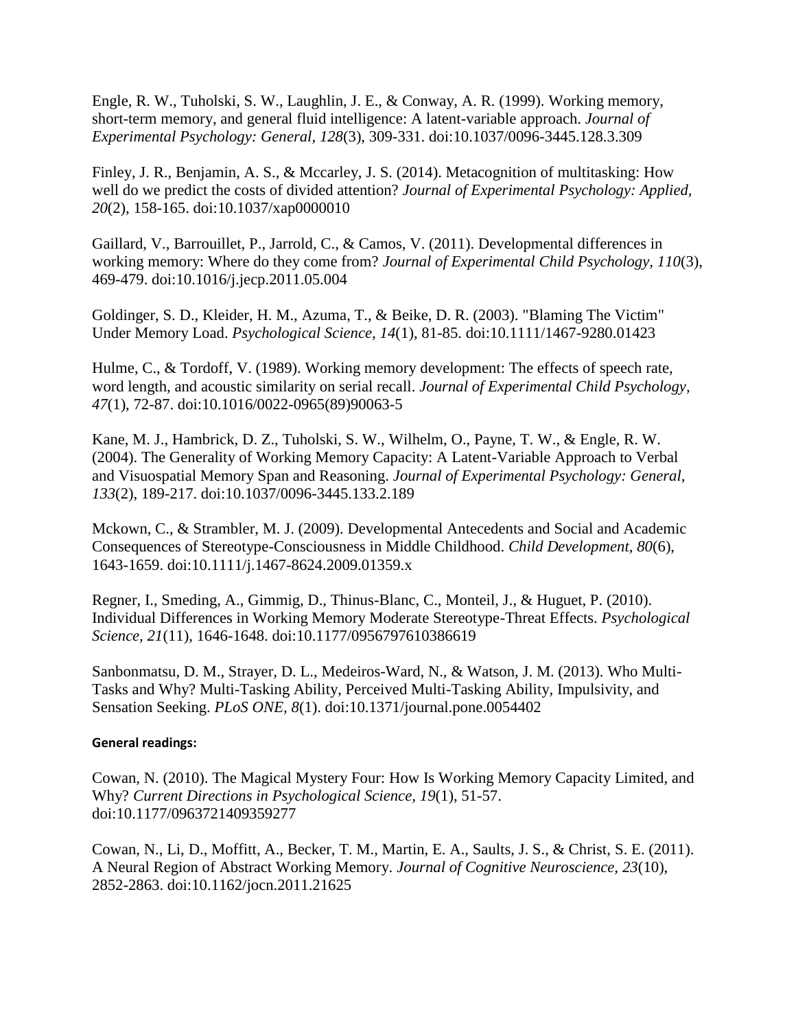Engle, R. W., Tuholski, S. W., Laughlin, J. E., & Conway, A. R. (1999). Working memory, short-term memory, and general fluid intelligence: A latent-variable approach. *Journal of Experimental Psychology: General, 128*(3), 309-331. doi:10.1037/0096-3445.128.3.309

Finley, J. R., Benjamin, A. S., & Mccarley, J. S. (2014). Metacognition of multitasking: How well do we predict the costs of divided attention? *Journal of Experimental Psychology: Applied, 20*(2), 158-165. doi:10.1037/xap0000010

Gaillard, V., Barrouillet, P., Jarrold, C., & Camos, V. (2011). Developmental differences in working memory: Where do they come from? *Journal of Experimental Child Psychology, 110*(3), 469-479. doi:10.1016/j.jecp.2011.05.004

Goldinger, S. D., Kleider, H. M., Azuma, T., & Beike, D. R. (2003). "Blaming The Victim" Under Memory Load. *Psychological Science, 14*(1), 81-85. doi:10.1111/1467-9280.01423

Hulme, C., & Tordoff, V. (1989). Working memory development: The effects of speech rate, word length, and acoustic similarity on serial recall. *Journal of Experimental Child Psychology, 47*(1), 72-87. doi:10.1016/0022-0965(89)90063-5

Kane, M. J., Hambrick, D. Z., Tuholski, S. W., Wilhelm, O., Payne, T. W., & Engle, R. W. (2004). The Generality of Working Memory Capacity: A Latent-Variable Approach to Verbal and Visuospatial Memory Span and Reasoning. *Journal of Experimental Psychology: General, 133*(2), 189-217. doi:10.1037/0096-3445.133.2.189

Mckown, C., & Strambler, M. J. (2009). Developmental Antecedents and Social and Academic Consequences of Stereotype-Consciousness in Middle Childhood. *Child Development, 80*(6), 1643-1659. doi:10.1111/j.1467-8624.2009.01359.x

Regner, I., Smeding, A., Gimmig, D., Thinus-Blanc, C., Monteil, J., & Huguet, P. (2010). Individual Differences in Working Memory Moderate Stereotype-Threat Effects. *Psychological Science, 21*(11), 1646-1648. doi:10.1177/0956797610386619

Sanbonmatsu, D. M., Strayer, D. L., Medeiros-Ward, N., & Watson, J. M. (2013). Who Multi-Tasks and Why? Multi-Tasking Ability, Perceived Multi-Tasking Ability, Impulsivity, and Sensation Seeking. *PLoS ONE, 8*(1). doi:10.1371/journal.pone.0054402

**General readings:**

Cowan, N. (2010). The Magical Mystery Four: How Is Working Memory Capacity Limited, and Why? *Current Directions in Psychological Science, 19*(1), 51-57. doi:10.1177/0963721409359277

Cowan, N., Li, D., Moffitt, A., Becker, T. M., Martin, E. A., Saults, J. S., & Christ, S. E. (2011). A Neural Region of Abstract Working Memory. *Journal of Cognitive Neuroscience, 23*(10), 2852-2863. doi:10.1162/jocn.2011.21625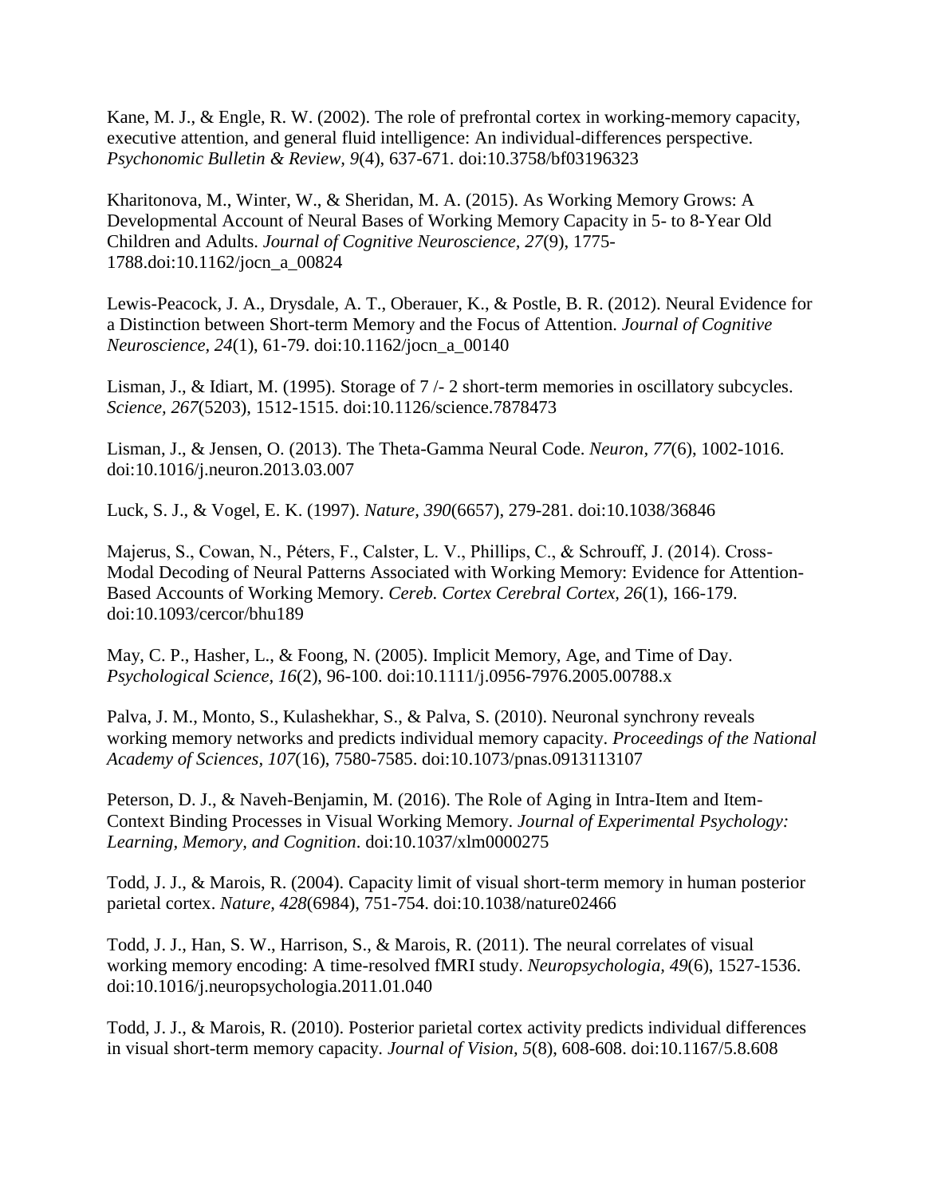Kane, M. J., & Engle, R. W. (2002). The role of prefrontal cortex in working-memory capacity, executive attention, and general fluid intelligence: An individual-differences perspective. *Psychonomic Bulletin & Review, 9*(4), 637-671. doi:10.3758/bf03196323

Kharitonova, M., Winter, W., & Sheridan, M. A. (2015). As Working Memory Grows: A Developmental Account of Neural Bases of Working Memory Capacity in 5- to 8-Year Old Children and Adults. *Journal of Cognitive Neuroscience, 27*(9), 1775-1788.doi:10.1162/jocn_a_00824

Lewis-Peacock, J. A., Drysdale, A. T., Oberauer, K., & Postle, B. R. (2012). Neural Evidence for a Distinction between Short-term Memory and the Focus of Attention. *Journal of Cognitive Neuroscience, 24*(1), 61-79. doi:10.1162/jocn_a_00140

Lisman, J., & Idiart, M. (1995). Storage of 7 /- 2 short-term memories in oscillatory subcycles. *Science, 267*(5203), 1512-1515. doi:10.1126/science.7878473

Lisman, J., & Jensen, O. (2013). The Theta-Gamma Neural Code. *Neuron, 77*(6), 1002-1016. doi:10.1016/j.neuron.2013.03.007

Luck, S. J., & Vogel, E. K. (1997). *Nature, 390*(6657), 279-281. doi:10.1038/36846

Majerus, S., Cowan, N., Péters, F., Calster, L. V., Phillips, C., & Schrouff, J. (2014). Cross-Modal Decoding of Neural Patterns Associated with Working Memory: Evidence for Attention-Based Accounts of Working Memory. *Cereb. Cortex Cerebral Cortex, 26*(1), 166-179. doi:10.1093/cercor/bhu189

May, C. P., Hasher, L., & Foong, N. (2005). Implicit Memory, Age, and Time of Day. *Psychological Science, 16*(2), 96-100. doi:10.1111/j.0956-7976.2005.00788.x

Palva, J. M., Monto, S., Kulashekhar, S., & Palva, S. (2010). Neuronal synchrony reveals working memory networks and predicts individual memory capacity. *Proceedings of the National Academy of Sciences, 107*(16), 7580-7585. doi:10.1073/pnas.0913113107

Peterson, D. J., & Naveh-Benjamin, M. (2016). The Role of Aging in Intra-Item and Item-Context Binding Processes in Visual Working Memory. *Journal of Experimental Psychology: Learning, Memory, and Cognition*. doi:10.1037/xlm0000275

Todd, J. J., & Marois, R. (2004). Capacity limit of visual short-term memory in human posterior parietal cortex. *Nature, 428*(6984), 751-754. doi:10.1038/nature02466

Todd, J. J., Han, S. W., Harrison, S., & Marois, R. (2011). The neural correlates of visual working memory encoding: A time-resolved fMRI study. *Neuropsychologia, 49*(6), 1527-1536. doi:10.1016/j.neuropsychologia.2011.01.040

Todd, J. J., & Marois, R. (2010). Posterior parietal cortex activity predicts individual differences in visual short-term memory capacity. *Journal of Vision, 5*(8), 608-608. doi:10.1167/5.8.608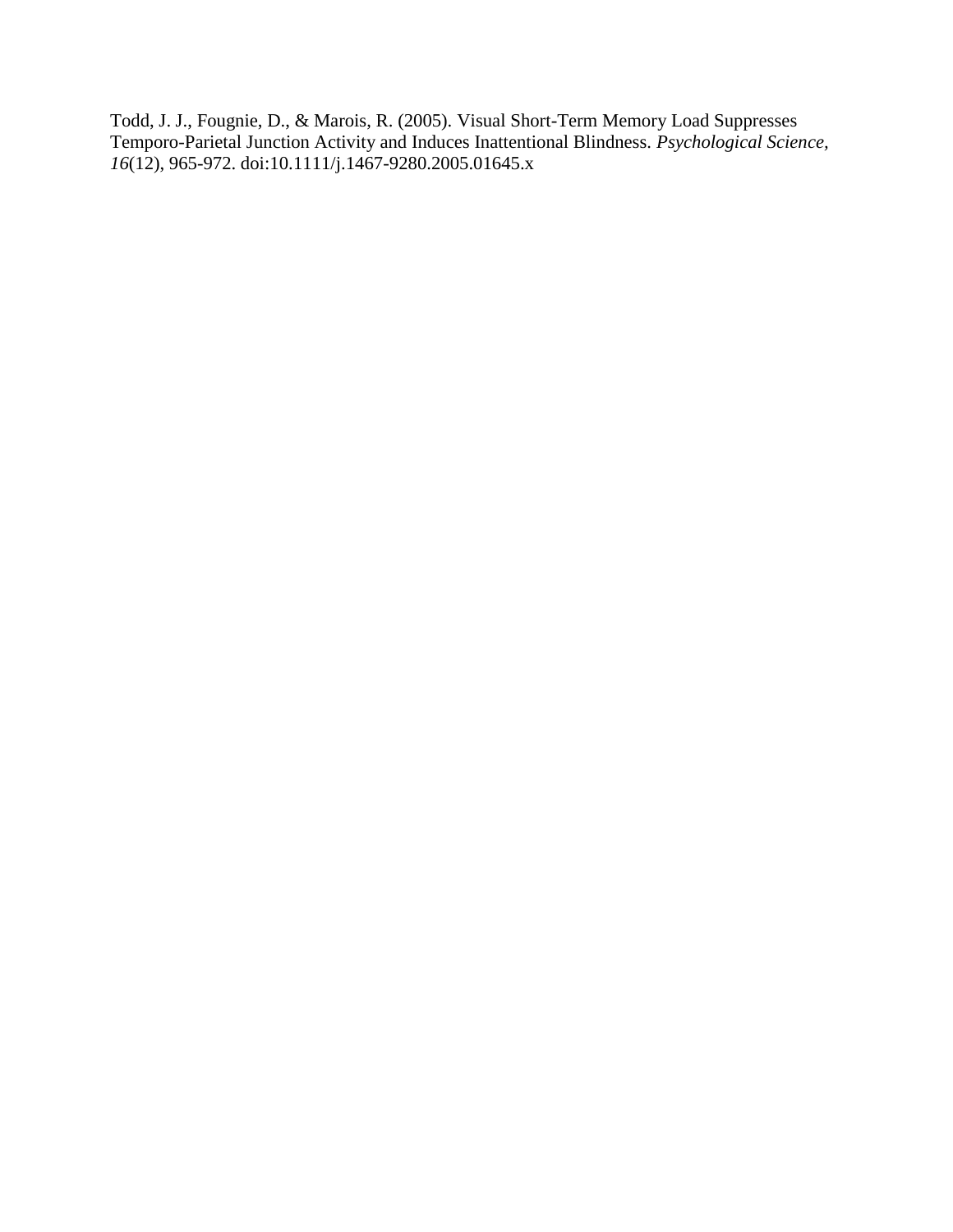Todd, J. J., Fougnie, D., & Marois, R. (2005). Visual Short-Term Memory Load Suppresses Temporo-Parietal Junction Activity and Induces Inattentional Blindness. *Psychological Science, 16*(12), 965-972. doi:10.1111/j.1467-9280.2005.01645.x